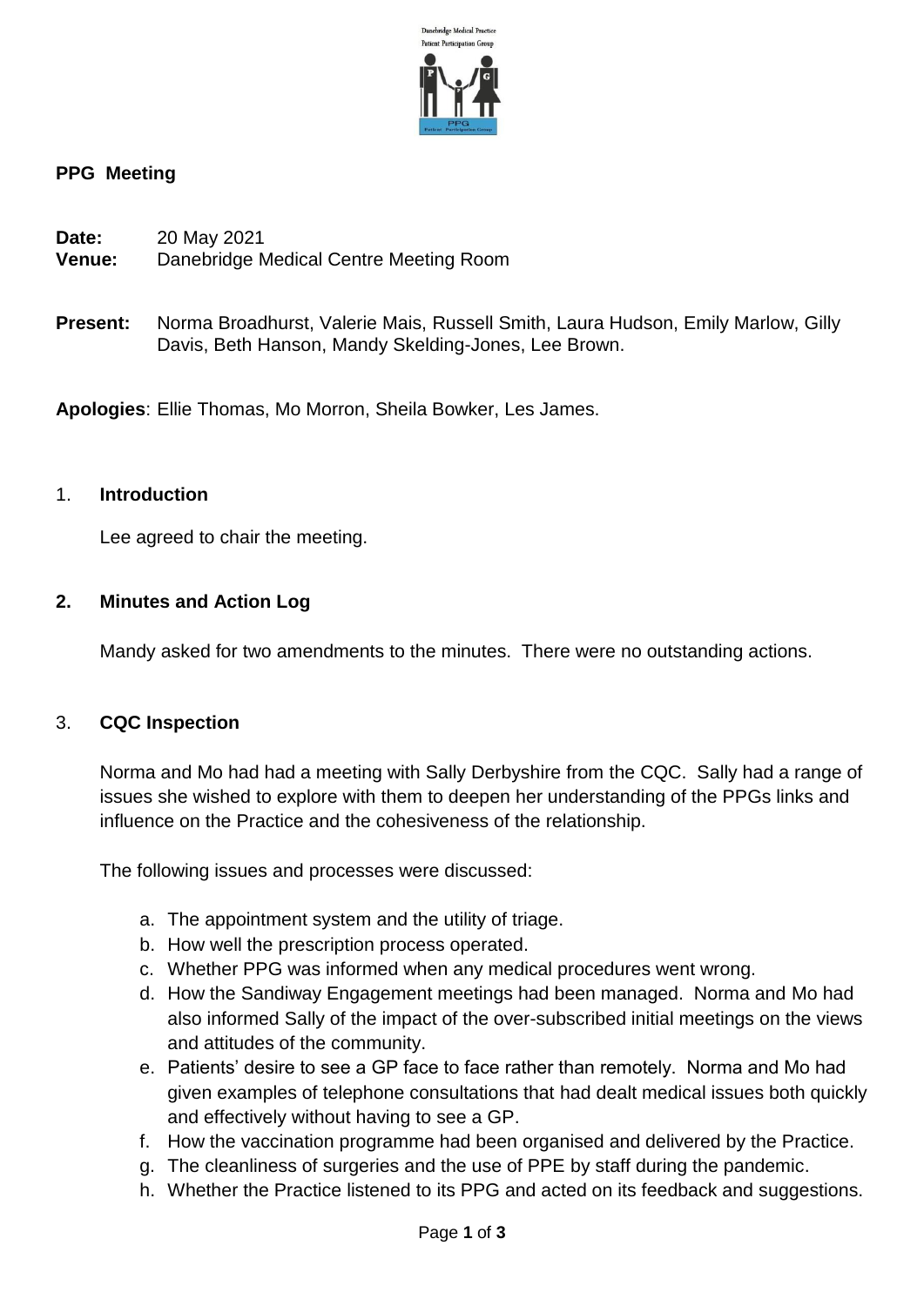**PPG Meeting**

**Date:** 20 May 2021
**Venue:** Danebridge Medical Centre Meeting Room

**Present:** Norma Broadhurst, Valerie Mais, Russell Smith, Laura Hudson, Emily Marlow, Gilly Davis, Beth Hanson, Mandy Skelding-Jones, Lee Brown.

**Apologies**: Ellie Thomas, Mo Morron, Sheila Bowker, Les James.

1. **Introduction**

   Lee agreed to chair the meeting.

2. **Minutes and Action Log**

   Mandy asked for two amendments to the minutes. There were no outstanding actions.

3. **CQC Inspection**

   Norma and Mo had had a meeting with Sally Derbyshire from the CQC. Sally had a range of issues she wished to explore with them to deepen her understanding of the PPGs links and influence on the Practice and the cohesiveness of the relationship.

   The following issues and processes were discussed:

   a. The appointment system and the utility of triage.
   b. How well the prescription process operated.
   c. Whether PPG was informed when any medical procedures went wrong.
   d. How the Sandiway Engagement meetings had been managed. Norma and Mo had also informed Sally of the impact of the over-subscribed initial meetings on the views and attitudes of the community.
   e. Patients' desire to see a GP face to face rather than remotely. Norma and Mo had given examples of telephone consultations that had dealt medical issues both quickly and effectively without having to see a GP.
   f. How the vaccination programme had been organised and delivered by the Practice.
   g. The cleanliness of surgeries and the use of PPE by staff during the pandemic.
   h. Whether the Practice listened to its PPG and acted on its feedback and suggestions.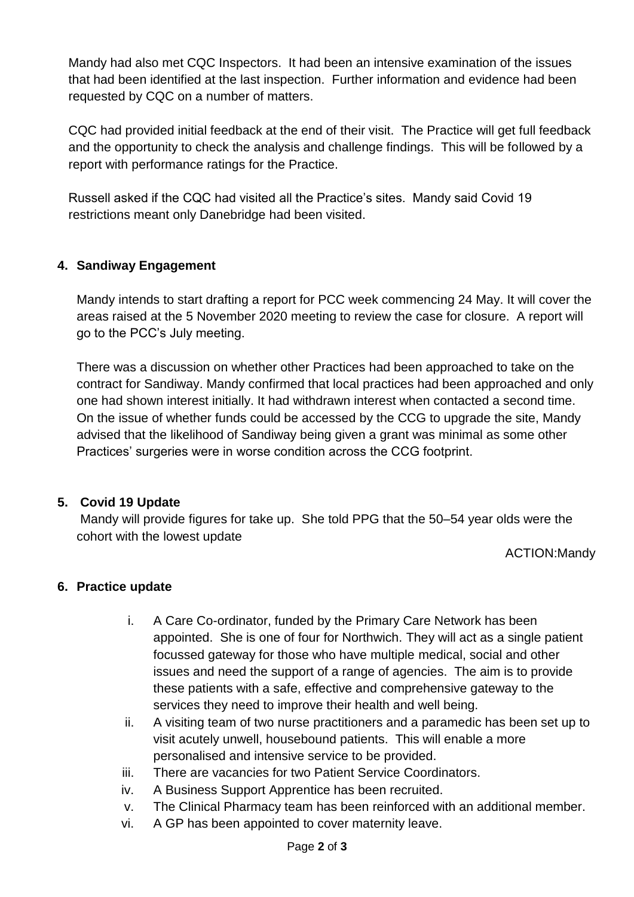Mandy had also met CQC Inspectors. It had been an intensive examination of the issues that had been identified at the last inspection. Further information and evidence had been requested by CQC on a number of matters.

CQC had provided initial feedback at the end of their visit. The Practice will get full feedback and the opportunity to check the analysis and challenge findings. This will be followed by a report with performance ratings for the Practice.

Russell asked if the CQC had visited all the Practice's sites. Mandy said Covid 19 restrictions meant only Danebridge had been visited.

**4. Sandiway Engagement**

Mandy intends to start drafting a report for PCC week commencing 24 May. It will cover the areas raised at the 5 November 2020 meeting to review the case for closure. A report will go to the PCC's July meeting.

There was a discussion on whether other Practices had been approached to take on the contract for Sandiway. Mandy confirmed that local practices had been approached and only one had shown interest initially. It had withdrawn interest when contacted a second time. On the issue of whether funds could be accessed by the CCG to upgrade the site, Mandy advised that the likelihood of Sandiway being given a grant was minimal as some other Practices' surgeries were in worse condition across the CCG footprint.

**5. Covid 19 Update**

Mandy will provide figures for take up. She told PPG that the 50–54 year olds were the cohort with the lowest update

ACTION:Mandy

**6. Practice update**

i. A Care Co-ordinator, funded by the Primary Care Network has been appointed. She is one of four for Northwich. They will act as a single patient focussed gateway for those who have multiple medical, social and other issues and need the support of a range of agencies. The aim is to provide these patients with a safe, effective and comprehensive gateway to the services they need to improve their health and well being.

ii. A visiting team of two nurse practitioners and a paramedic has been set up to visit acutely unwell, housebound patients. This will enable a more personalised and intensive service to be provided.

iii. There are vacancies for two Patient Service Coordinators.

iv. A Business Support Apprentice has been recruited.

v. The Clinical Pharmacy team has been reinforced with an additional member.

vi. A GP has been appointed to cover maternity leave.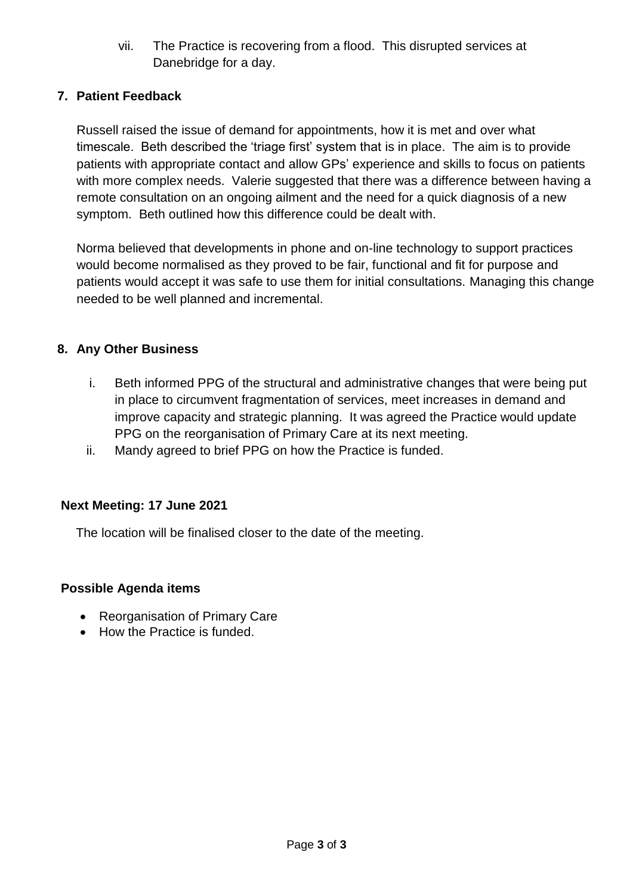vii. The Practice is recovering from a flood. This disrupted services at Danebridge for a day.

## 7. Patient Feedback

Russell raised the issue of demand for appointments, how it is met and over what timescale. Beth described the 'triage first' system that is in place. The aim is to provide patients with appropriate contact and allow GPs' experience and skills to focus on patients with more complex needs. Valerie suggested that there was a difference between having a remote consultation on an ongoing ailment and the need for a quick diagnosis of a new symptom. Beth outlined how this difference could be dealt with.

Norma believed that developments in phone and on-line technology to support practices would become normalised as they proved to be fair, functional and fit for purpose and patients would accept it was safe to use them for initial consultations. Managing this change needed to be well planned and incremental.

## 8. Any Other Business

i. Beth informed PPG of the structural and administrative changes that were being put in place to circumvent fragmentation of services, meet increases in demand and improve capacity and strategic planning. It was agreed the Practice would update PPG on the reorganisation of Primary Care at its next meeting.

ii. Mandy agreed to brief PPG on how the Practice is funded.

## Next Meeting: 17 June 2021

The location will be finalised closer to the date of the meeting.

## Possible Agenda items

- Reorganisation of Primary Care
- How the Practice is funded.